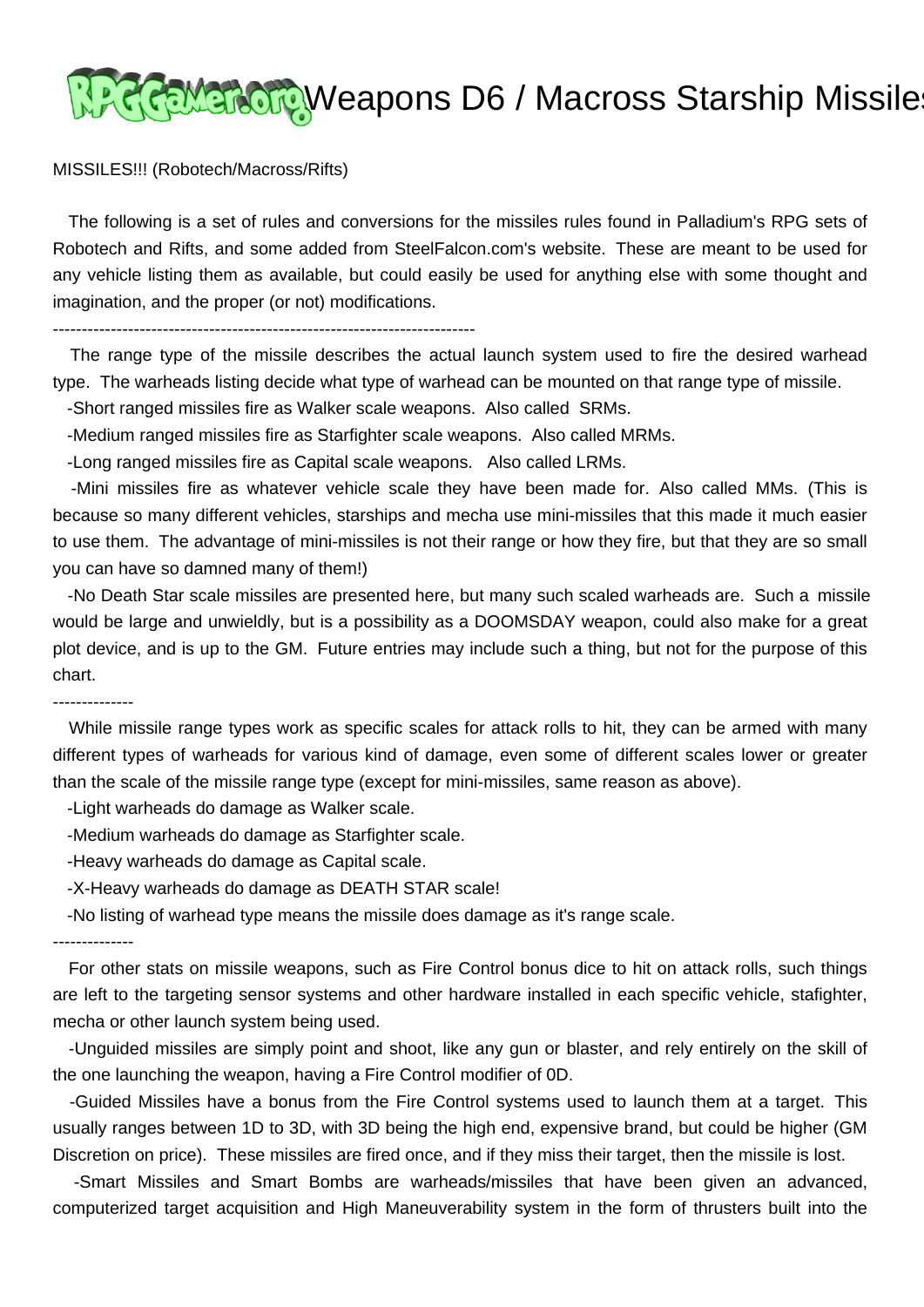# Weapons D6 / Macross Starship Missiles

MISSILES!!! (Robotech/Macross/Rifts)

The following is a set of rules and conversions for the missiles rules found in Palladium's RPG sets of Robotech and Rifts, and some added from SteelFalcon.com's website. These are meant to be used for any vehicle listing them as available, but could easily be used for anything else with some thought and imagination, and the proper (or not) modifications.

------------------------------------------------------------------------

The range type of the missile describes the actual launch system used to fire the desired warhead type. The warheads listing decide what type of warhead can be mounted on that range type of missile.

-Short ranged missiles fire as Walker scale weapons. Also called SRMs.

-Medium ranged missiles fire as Starfighter scale weapons. Also called MRMs.

-Long ranged missiles fire as Capital scale weapons. Also called LRMs.

-Mini missiles fire as whatever vehicle scale they have been made for. Also called MMs. (This is because so many different vehicles, starships and mecha use mini-missiles that this made it much easier to use them. The advantage of mini-missiles is not their range or how they fire, but that they are so small you can have so damned many of them!)

-No Death Star scale missiles are presented here, but many such scaled warheads are. Such a missile would be large and unwieldly, but is a possibility as a DOOMSDAY weapon, could also make for a great plot device, and is up to the GM. Future entries may include such a thing, but not for the purpose of this chart.

--------------

While missile range types work as specific scales for attack rolls to hit, they can be armed with many different types of warheads for various kind of damage, even some of different scales lower or greater than the scale of the missile range type (except for mini-missiles, same reason as above).

-Light warheads do damage as Walker scale.

-Medium warheads do damage as Starfighter scale.

-Heavy warheads do damage as Capital scale.

-X-Heavy warheads do damage as DEATH STAR scale!

-No listing of warhead type means the missile does damage as it's range scale.

--------------

For other stats on missile weapons, such as Fire Control bonus dice to hit on attack rolls, such things are left to the targeting sensor systems and other hardware installed in each specific vehicle, stafighter, mecha or other launch system being used.

-Unguided missiles are simply point and shoot, like any gun or blaster, and rely entirely on the skill of the one launching the weapon, having a Fire Control modifier of 0D.

-Guided Missiles have a bonus from the Fire Control systems used to launch them at a target. This usually ranges between 1D to 3D, with 3D being the high end, expensive brand, but could be higher (GM Discretion on price). These missiles are fired once, and if they miss their target, then the missile is lost.

-Smart Missiles and Smart Bombs are warheads/missiles that have been given an advanced, computerized target acquisition and High Maneuverability system in the form of thrusters built into the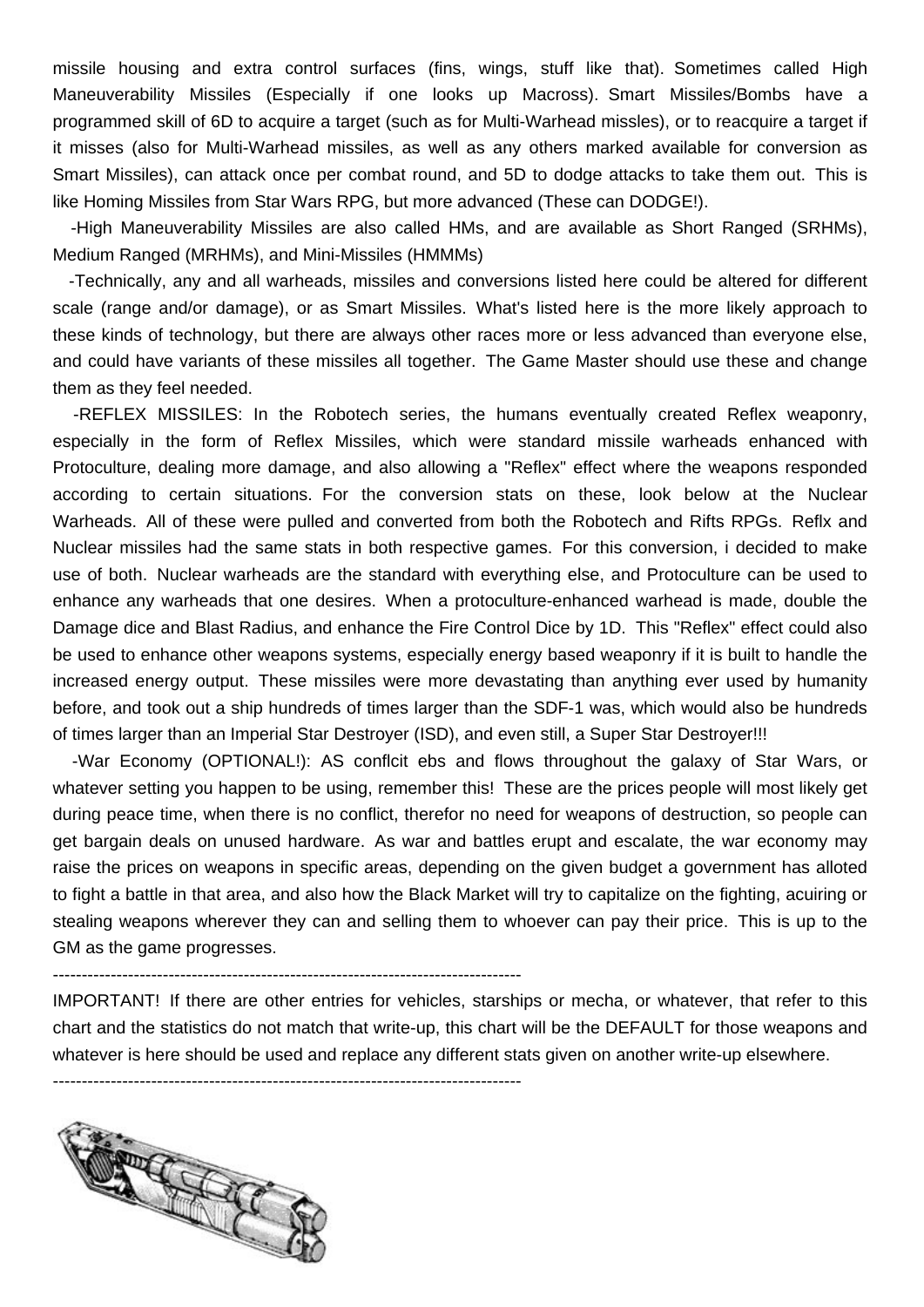missile housing and extra control surfaces (fins, wings, stuff like that). Sometimes called High Maneuverability Missiles (Especially if one looks up Macross). Smart Missiles/Bombs have a programmed skill of 6D to acquire a target (such as for Multi-Warhead missles), or to reacquire a target if it misses (also for Multi-Warhead missiles, as well as any others marked available for conversion as Smart Missiles), can attack once per combat round, and 5D to dodge attacks to take them out. This is like Homing Missiles from Star Wars RPG, but more advanced (These can DODGE!).

-High Maneuverability Missiles are also called HMs, and are available as Short Ranged (SRHMs), Medium Ranged (MRHMs), and Mini-Missiles (HMMMs)

-Technically, any and all warheads, missiles and conversions listed here could be altered for different scale (range and/or damage), or as Smart Missiles. What's listed here is the more likely approach to these kinds of technology, but there are always other races more or less advanced than everyone else, and could have variants of these missiles all together. The Game Master should use these and change them as they feel needed.

-REFLEX MISSILES: In the Robotech series, the humans eventually created Reflex weaponry, especially in the form of Reflex Missiles, which were standard missile warheads enhanced with Protoculture, dealing more damage, and also allowing a "Reflex" effect where the weapons responded according to certain situations. For the conversion stats on these, look below at the Nuclear Warheads. All of these were pulled and converted from both the Robotech and Rifts RPGs. Reflx and Nuclear missiles had the same stats in both respective games. For this conversion, i decided to make use of both. Nuclear warheads are the standard with everything else, and Protoculture can be used to enhance any warheads that one desires. When a protoculture-enhanced warhead is made, double the Damage dice and Blast Radius, and enhance the Fire Control Dice by 1D. This "Reflex" effect could also be used to enhance other weapons systems, especially energy based weaponry if it is built to handle the increased energy output. These missiles were more devastating than anything ever used by humanity before, and took out a ship hundreds of times larger than the SDF-1 was, which would also be hundreds of times larger than an Imperial Star Destroyer (ISD), and even still, a Super Star Destroyer!!!

-War Economy (OPTIONAL!): AS conflcit ebs and flows throughout the galaxy of Star Wars, or whatever setting you happen to be using, remember this! These are the prices people will most likely get during peace time, when there is no conflict, therefor no need for weapons of destruction, so people can get bargain deals on unused hardware. As war and battles erupt and escalate, the war economy may raise the prices on weapons in specific areas, depending on the given budget a government has alloted to fight a battle in that area, and also how the Black Market will try to capitalize on the fighting, acuiring or stealing weapons wherever they can and selling them to whoever can pay their price. This is up to the GM as the game progresses.

--------------------------------------------------------------------------------

IMPORTANT! If there are other entries for vehicles, starships or mecha, or whatever, that refer to this chart and the statistics do not match that write-up, this chart will be the DEFAULT for those weapons and whatever is here should be used and replace any different stats given on another write-up elsewhere.

--------------------------------------------------------------------------------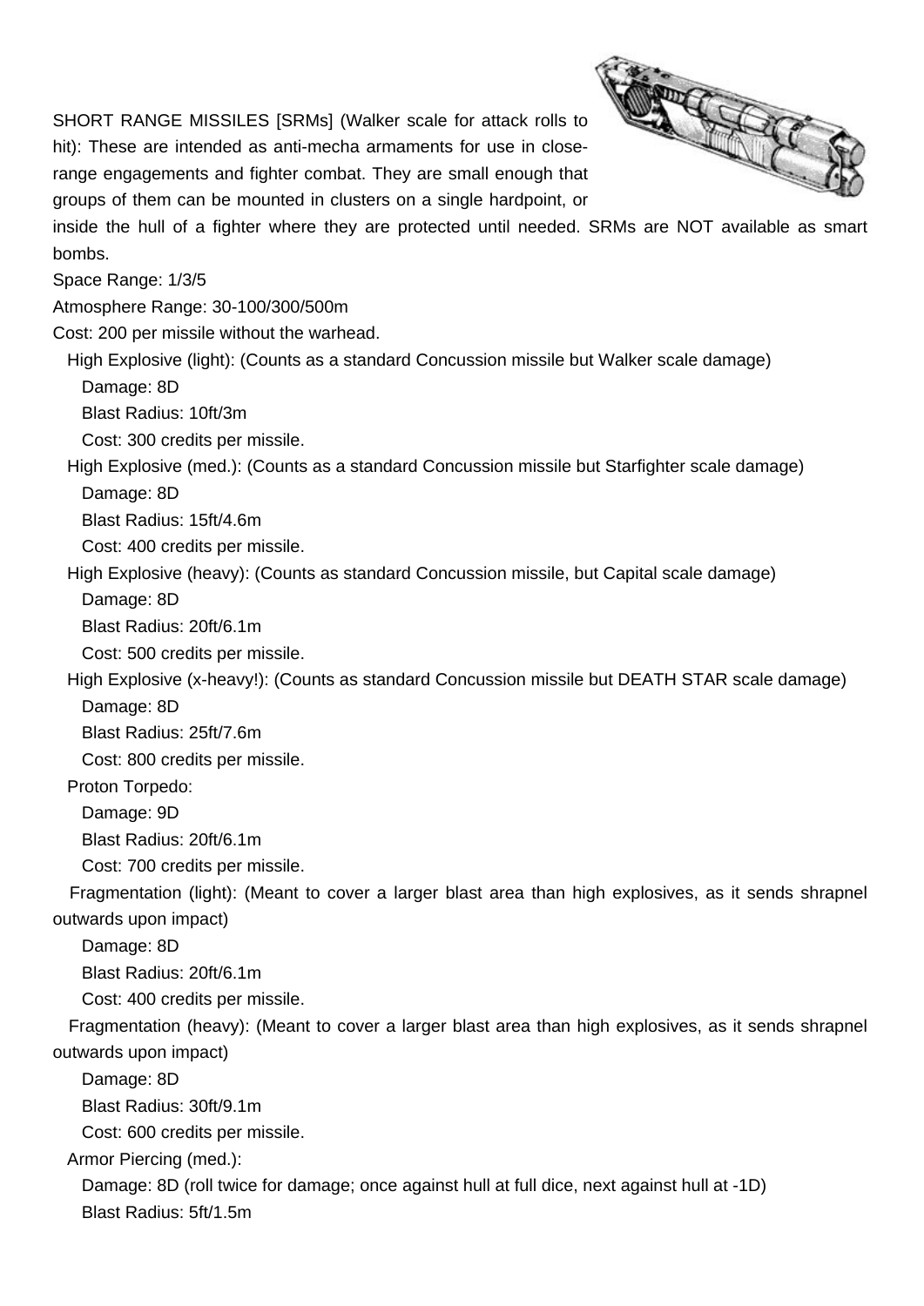SHORT RANGE MISSILES [SRMs] (Walker scale for attack rolls to hit): These are intended as anti-mecha armaments for use in close-range engagements and fighter combat. They are small enough that groups of them can be mounted in clusters on a single hardpoint, or inside the hull of a fighter where they are protected until needed. SRMs are NOT available as smart bombs.

Space Range: 1/3/5

Atmosphere Range: 30-100/300/500m

Cost: 200 per missile without the warhead.

- High Explosive (light): (Counts as a standard Concussion missile but Walker scale damage)
  - Damage: 8D
  - Blast Radius: 10ft/3m
  - Cost: 300 credits per missile.
- High Explosive (med.): (Counts as a standard Concussion missile but Starfighter scale damage)
  - Damage: 8D
  - Blast Radius: 15ft/4.6m
  - Cost: 400 credits per missile.
- High Explosive (heavy): (Counts as standard Concussion missile, but Capital scale damage)
  - Damage: 8D
  - Blast Radius: 20ft/6.1m
  - Cost: 500 credits per missile.
- High Explosive (x-heavy!): (Counts as standard Concussion missile but DEATH STAR scale damage)
  - Damage: 8D
  - Blast Radius: 25ft/7.6m
  - Cost: 800 credits per missile.
- Proton Torpedo:
  - Damage: 9D
  - Blast Radius: 20ft/6.1m
  - Cost: 700 credits per missile.
- Fragmentation (light): (Meant to cover a larger blast area than high explosives, as it sends shrapnel outwards upon impact)
  - Damage: 8D
  - Blast Radius: 20ft/6.1m
  - Cost: 400 credits per missile.
- Fragmentation (heavy): (Meant to cover a larger blast area than high explosives, as it sends shrapnel outwards upon impact)
  - Damage: 8D
  - Blast Radius: 30ft/9.1m
  - Cost: 600 credits per missile.
- Armor Piercing (med.):
  - Damage: 8D (roll twice for damage; once against hull at full dice, next against hull at -1D)
  - Blast Radius: 5ft/1.5m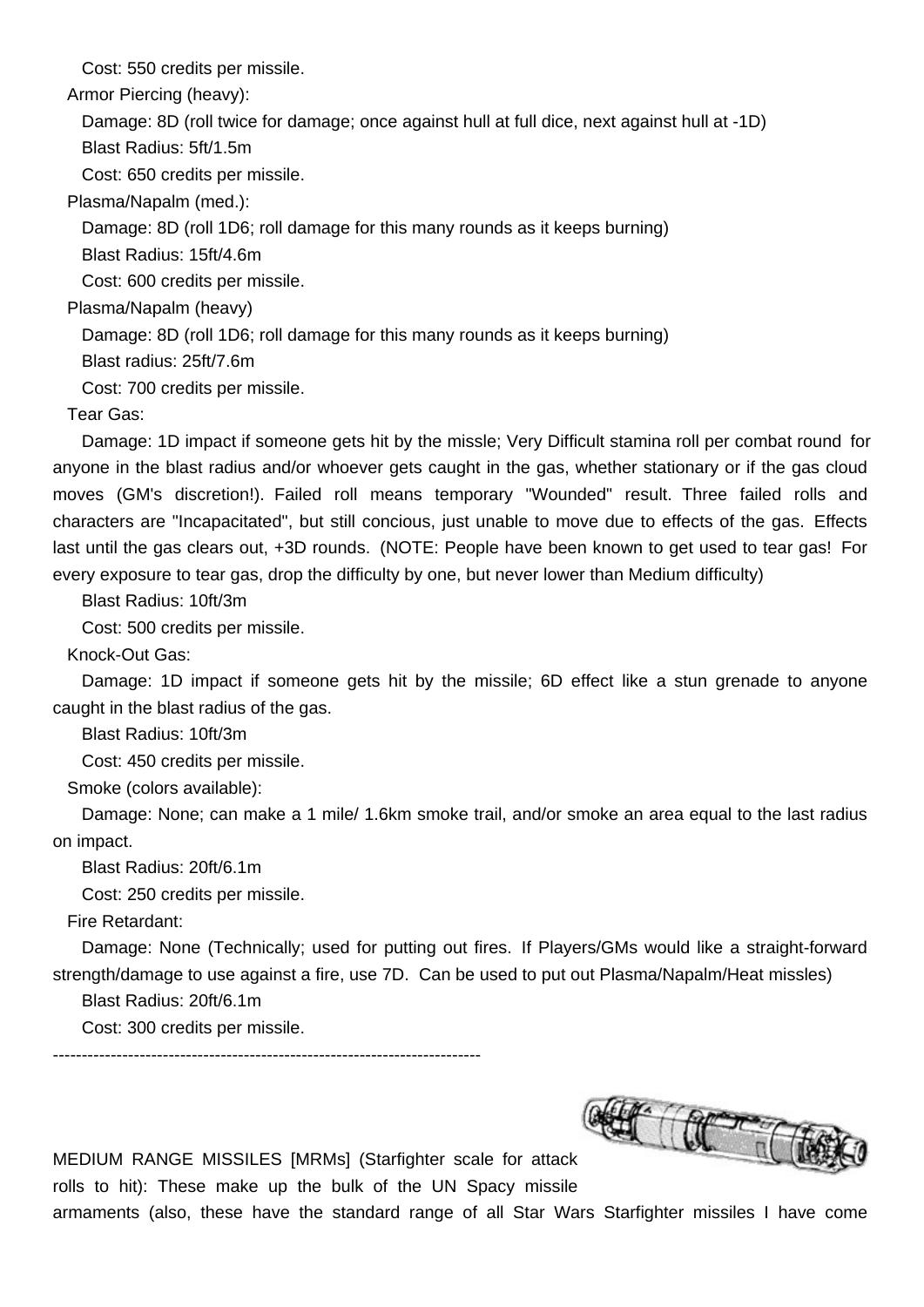Cost: 550 credits per missile.

Armor Piercing (heavy):

Damage: 8D (roll twice for damage; once against hull at full dice, next against hull at -1D)

Blast Radius: 5ft/1.5m

Cost: 650 credits per missile.

Plasma/Napalm (med.):

Damage: 8D (roll 1D6; roll damage for this many rounds as it keeps burning)

Blast Radius: 15ft/4.6m

Cost: 600 credits per missile.

Plasma/Napalm (heavy)

Damage: 8D (roll 1D6; roll damage for this many rounds as it keeps burning)

Blast radius: 25ft/7.6m

Cost: 700 credits per missile.

Tear Gas:

Damage: 1D impact if someone gets hit by the missle; Very Difficult stamina roll per combat round for anyone in the blast radius and/or whoever gets caught in the gas, whether stationary or if the gas cloud moves (GM's discretion!). Failed roll means temporary "Wounded" result. Three failed rolls and characters are "Incapacitated", but still concious, just unable to move due to effects of the gas. Effects last until the gas clears out, +3D rounds. (NOTE: People have been known to get used to tear gas! For every exposure to tear gas, drop the difficulty by one, but never lower than Medium difficulty)

Blast Radius: 10ft/3m

Cost: 500 credits per missile.

Knock-Out Gas:

Damage: 1D impact if someone gets hit by the missile; 6D effect like a stun grenade to anyone caught in the blast radius of the gas.

Blast Radius: 10ft/3m

Cost: 450 credits per missile.

Smoke (colors available):

Damage: None; can make a 1 mile/ 1.6km smoke trail, and/or smoke an area equal to the last radius on impact.

Blast Radius: 20ft/6.1m

Cost: 250 credits per missile.

Fire Retardant:

Damage: None (Technically; used for putting out fires. If Players/GMs would like a straight-forward strength/damage to use against a fire, use 7D. Can be used to put out Plasma/Napalm/Heat missles)

Blast Radius: 20ft/6.1m

Cost: 300 credits per missile.

---

MEDIUM RANGE MISSILES [MRMs] (Starfighter scale for attack rolls to hit): These make up the bulk of the UN Spacy missile armaments (also, these have the standard range of all Star Wars Starfighter missiles I have come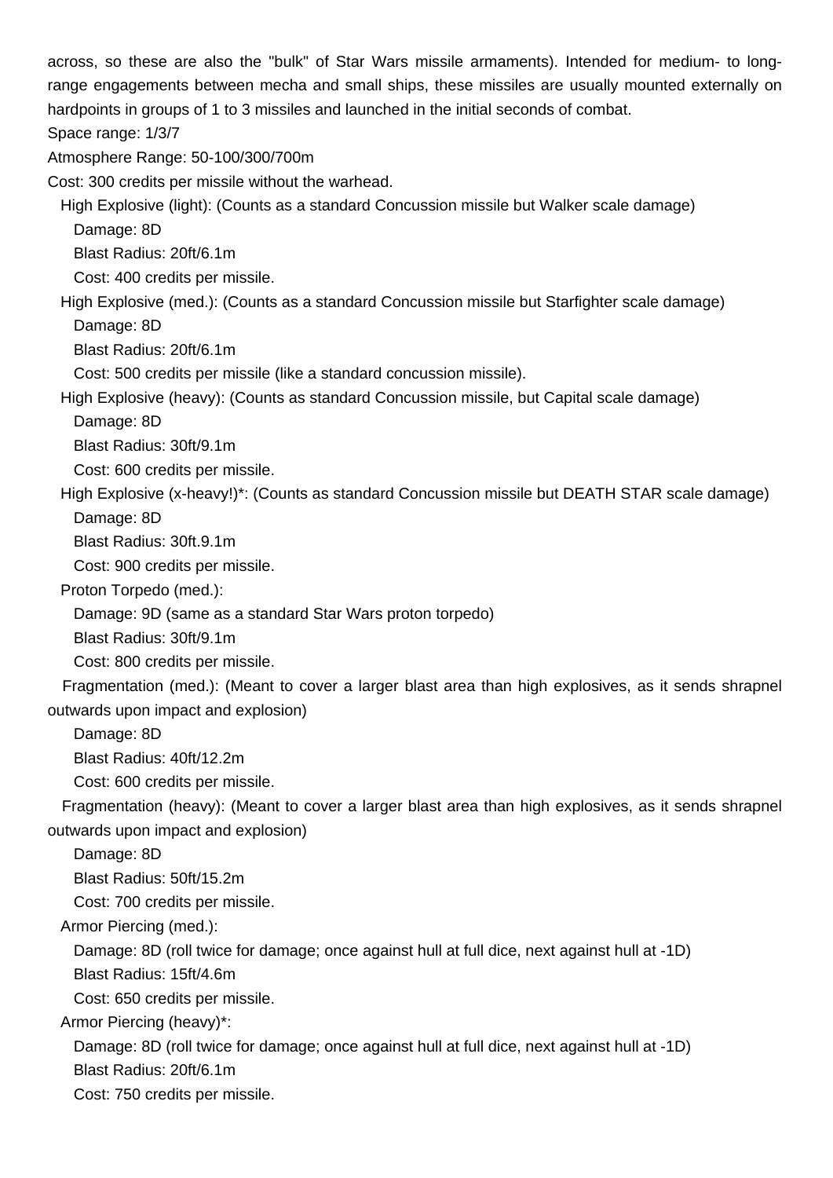across, so these are also the "bulk" of Star Wars missile armaments). Intended for medium- to long-range engagements between mecha and small ships, these missiles are usually mounted externally on hardpoints in groups of 1 to 3 missiles and launched in the initial seconds of combat.

Space range: 1/3/7

Atmosphere Range: 50-100/300/700m

Cost: 300 credits per missile without the warhead.

- High Explosive (light): (Counts as a standard Concussion missile but Walker scale damage)
  - Damage: 8D
  - Blast Radius: 20ft/6.1m
  - Cost: 400 credits per missile.
- High Explosive (med.): (Counts as a standard Concussion missile but Starfighter scale damage)
  - Damage: 8D
  - Blast Radius: 20ft/6.1m
  - Cost: 500 credits per missile (like a standard concussion missile).
- High Explosive (heavy): (Counts as standard Concussion missile, but Capital scale damage)
  - Damage: 8D
  - Blast Radius: 30ft/9.1m
  - Cost: 600 credits per missile.
- High Explosive (x-heavy!)*: (Counts as standard Concussion missile but DEATH STAR scale damage)
  - Damage: 8D
  - Blast Radius: 30ft.9.1m
  - Cost: 900 credits per missile.
- Proton Torpedo (med.):
  - Damage: 9D (same as a standard Star Wars proton torpedo)
  - Blast Radius: 30ft/9.1m
  - Cost: 800 credits per missile.
- Fragmentation (med.): (Meant to cover a larger blast area than high explosives, as it sends shrapnel outwards upon impact and explosion)
  - Damage: 8D
  - Blast Radius: 40ft/12.2m
  - Cost: 600 credits per missile.
- Fragmentation (heavy): (Meant to cover a larger blast area than high explosives, as it sends shrapnel outwards upon impact and explosion)
  - Damage: 8D
  - Blast Radius: 50ft/15.2m
  - Cost: 700 credits per missile.
- Armor Piercing (med.):
  - Damage: 8D (roll twice for damage; once against hull at full dice, next against hull at -1D)
  - Blast Radius: 15ft/4.6m
  - Cost: 650 credits per missile.
- Armor Piercing (heavy)*:
  - Damage: 8D (roll twice for damage; once against hull at full dice, next against hull at -1D)
  - Blast Radius: 20ft/6.1m
  - Cost: 750 credits per missile.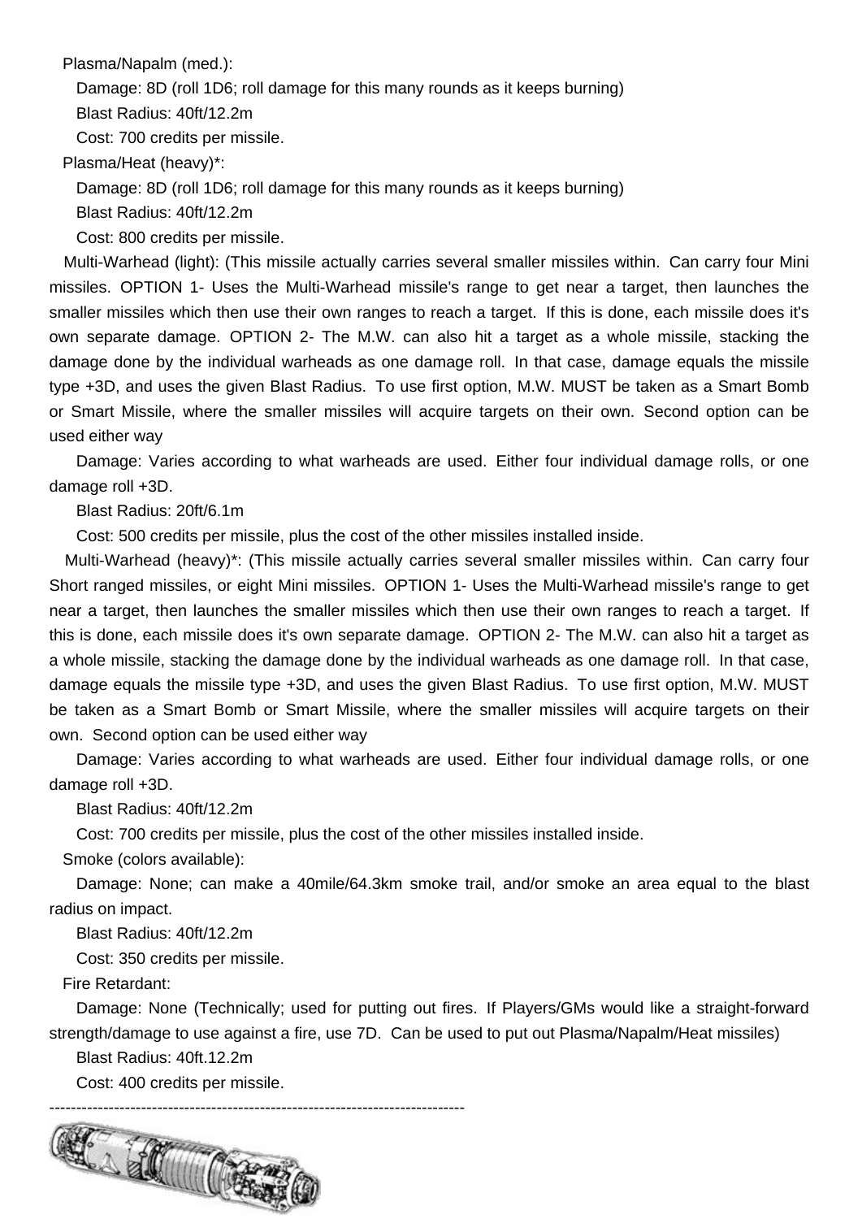Plasma/Napalm (med.):

Damage: 8D (roll 1D6; roll damage for this many rounds as it keeps burning)

Blast Radius: 40ft/12.2m

Cost: 700 credits per missile.

Plasma/Heat (heavy)*:

Damage: 8D (roll 1D6; roll damage for this many rounds as it keeps burning)

Blast Radius: 40ft/12.2m

Cost: 800 credits per missile.

Multi-Warhead (light): (This missile actually carries several smaller missiles within. Can carry four Mini missiles. OPTION 1- Uses the Multi-Warhead missile's range to get near a target, then launches the smaller missiles which then use their own ranges to reach a target. If this is done, each missile does it's own separate damage. OPTION 2- The M.W. can also hit a target as a whole missile, stacking the damage done by the individual warheads as one damage roll. In that case, damage equals the missile type +3D, and uses the given Blast Radius. To use first option, M.W. MUST be taken as a Smart Bomb or Smart Missile, where the smaller missiles will acquire targets on their own. Second option can be used either way

Damage: Varies according to what warheads are used. Either four individual damage rolls, or one damage roll +3D.

Blast Radius: 20ft/6.1m

Cost: 500 credits per missile, plus the cost of the other missiles installed inside.

Multi-Warhead (heavy)*: (This missile actually carries several smaller missiles within. Can carry four Short ranged missiles, or eight Mini missiles. OPTION 1- Uses the Multi-Warhead missile's range to get near a target, then launches the smaller missiles which then use their own ranges to reach a target. If this is done, each missile does it's own separate damage. OPTION 2- The M.W. can also hit a target as a whole missile, stacking the damage done by the individual warheads as one damage roll. In that case, damage equals the missile type +3D, and uses the given Blast Radius. To use first option, M.W. MUST be taken as a Smart Bomb or Smart Missile, where the smaller missiles will acquire targets on their own. Second option can be used either way

Damage: Varies according to what warheads are used. Either four individual damage rolls, or one damage roll +3D.

Blast Radius: 40ft/12.2m

Cost: 700 credits per missile, plus the cost of the other missiles installed inside.

Smoke (colors available):

Damage: None; can make a 40mile/64.3km smoke trail, and/or smoke an area equal to the blast radius on impact.

Blast Radius: 40ft/12.2m

Cost: 350 credits per missile.

Fire Retardant:

Damage: None (Technically; used for putting out fires. If Players/GMs would like a straight-forward strength/damage to use against a fire, use 7D. Can be used to put out Plasma/Napalm/Heat missiles)

Blast Radius: 40ft.12.2m

Cost: 400 credits per missile.

----------------------------------------------------------------------------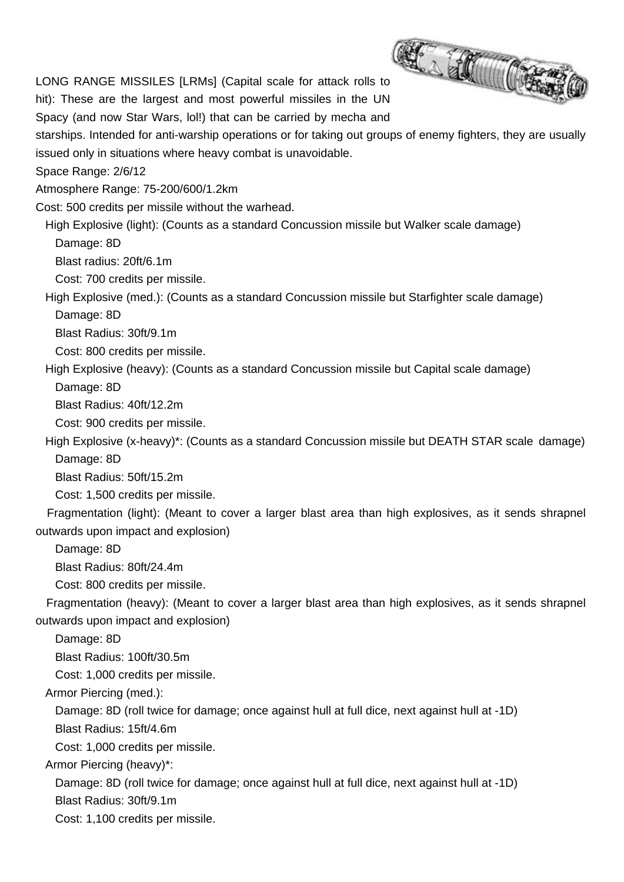LONG RANGE MISSILES [LRMs] (Capital scale for attack rolls to hit): These are the largest and most powerful missiles in the UN Spacy (and now Star Wars, lol!) that can be carried by mecha and starships. Intended for anti-warship operations or for taking out groups of enemy fighters, they are usually issued only in situations where heavy combat is unavoidable.

Space Range: 2/6/12

Atmosphere Range: 75-200/600/1.2km

Cost: 500 credits per missile without the warhead.

- High Explosive (light): (Counts as a standard Concussion missile but Walker scale damage)
  - Damage: 8D
  - Blast radius: 20ft/6.1m
  - Cost: 700 credits per missile.
- High Explosive (med.): (Counts as a standard Concussion missile but Starfighter scale damage)
  - Damage: 8D
  - Blast Radius: 30ft/9.1m
  - Cost: 800 credits per missile.
- High Explosive (heavy): (Counts as a standard Concussion missile but Capital scale damage)
  - Damage: 8D
  - Blast Radius: 40ft/12.2m
  - Cost: 900 credits per missile.
- High Explosive (x-heavy)*: (Counts as a standard Concussion missile but DEATH STAR scale damage)
  - Damage: 8D
  - Blast Radius: 50ft/15.2m
  - Cost: 1,500 credits per missile.
- Fragmentation (light): (Meant to cover a larger blast area than high explosives, as it sends shrapnel outwards upon impact and explosion)
  - Damage: 8D
  - Blast Radius: 80ft/24.4m
  - Cost: 800 credits per missile.
- Fragmentation (heavy): (Meant to cover a larger blast area than high explosives, as it sends shrapnel outwards upon impact and explosion)
  - Damage: 8D
  - Blast Radius: 100ft/30.5m
  - Cost: 1,000 credits per missile.
- Armor Piercing (med.):
  - Damage: 8D (roll twice for damage; once against hull at full dice, next against hull at -1D)
  - Blast Radius: 15ft/4.6m
  - Cost: 1,000 credits per missile.
- Armor Piercing (heavy)*:
  - Damage: 8D (roll twice for damage; once against hull at full dice, next against hull at -1D)
  - Blast Radius: 30ft/9.1m
  - Cost: 1,100 credits per missile.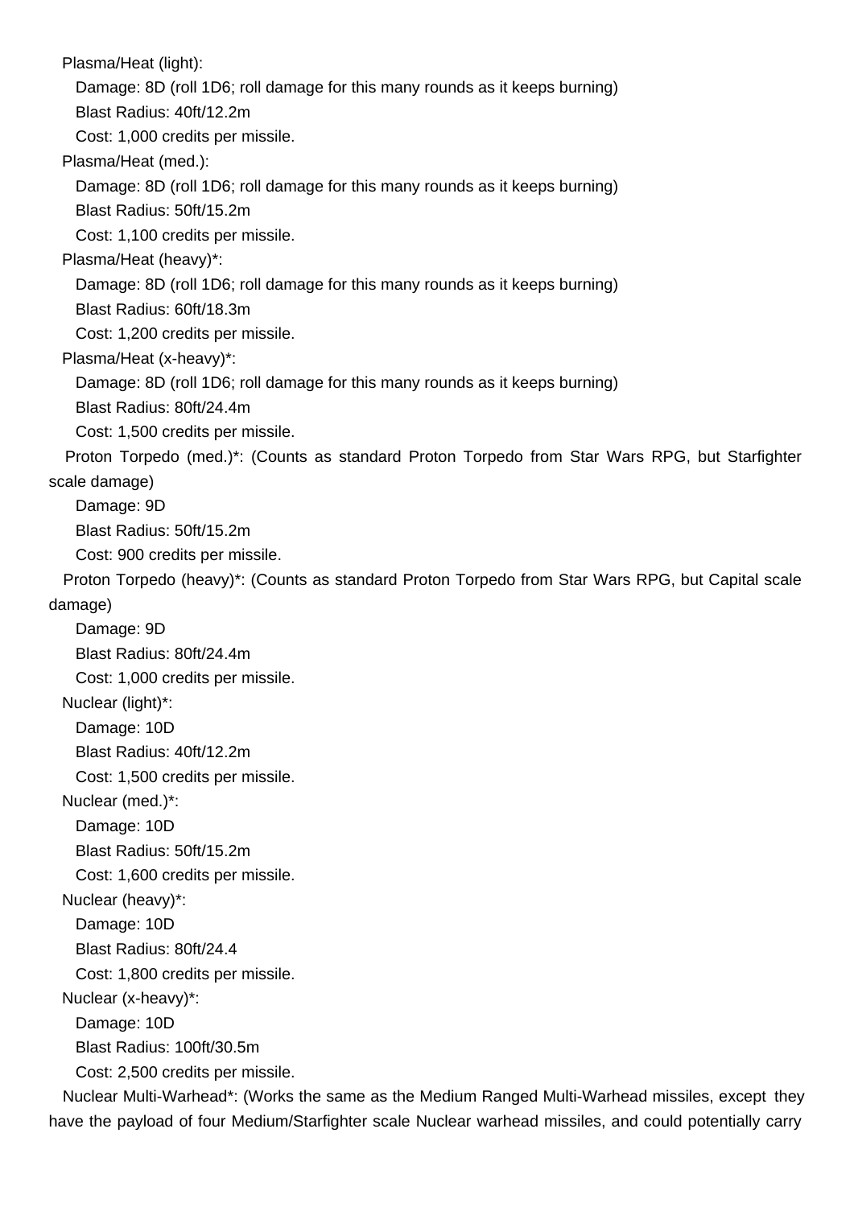Plasma/Heat (light):

  Damage: 8D (roll 1D6; roll damage for this many rounds as it keeps burning)

  Blast Radius: 40ft/12.2m

  Cost: 1,000 credits per missile.

Plasma/Heat (med.):

  Damage: 8D (roll 1D6; roll damage for this many rounds as it keeps burning)

  Blast Radius: 50ft/15.2m

  Cost: 1,100 credits per missile.

Plasma/Heat (heavy)*:

  Damage: 8D (roll 1D6; roll damage for this many rounds as it keeps burning)

  Blast Radius: 60ft/18.3m

  Cost: 1,200 credits per missile.

Plasma/Heat (x-heavy)*:

  Damage: 8D (roll 1D6; roll damage for this many rounds as it keeps burning)

  Blast Radius: 80ft/24.4m

  Cost: 1,500 credits per missile.

Proton Torpedo (med.)*: (Counts as standard Proton Torpedo from Star Wars RPG, but Starfighter scale damage)

  Damage: 9D

  Blast Radius: 50ft/15.2m

  Cost: 900 credits per missile.

Proton Torpedo (heavy)*: (Counts as standard Proton Torpedo from Star Wars RPG, but Capital scale damage)

  Damage: 9D

  Blast Radius: 80ft/24.4m

  Cost: 1,000 credits per missile.

Nuclear (light)*:

  Damage: 10D

  Blast Radius: 40ft/12.2m

  Cost: 1,500 credits per missile.

Nuclear (med.)*:

  Damage: 10D

  Blast Radius: 50ft/15.2m

  Cost: 1,600 credits per missile.

Nuclear (heavy)*:

  Damage: 10D

  Blast Radius: 80ft/24.4

  Cost: 1,800 credits per missile.

Nuclear (x-heavy)*:

  Damage: 10D

  Blast Radius: 100ft/30.5m

  Cost: 2,500 credits per missile.

Nuclear Multi-Warhead*: (Works the same as the Medium Ranged Multi-Warhead missiles, except they have the payload of four Medium/Starfighter scale Nuclear warhead missiles, and could potentially carry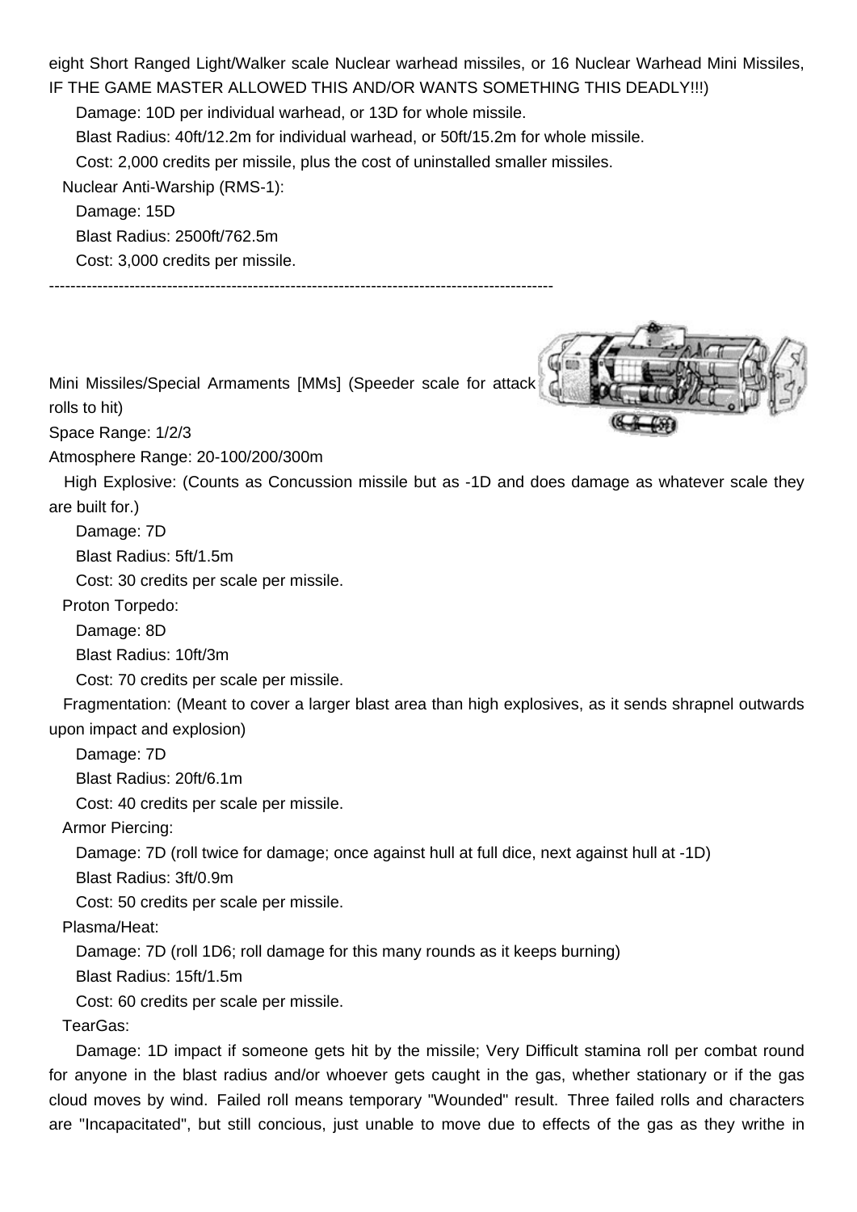eight Short Ranged Light/Walker scale Nuclear warhead missiles, or 16 Nuclear Warhead Mini Missiles, IF THE GAME MASTER ALLOWED THIS AND/OR WANTS SOMETHING THIS DEADLY!!!)

Damage: 10D per individual warhead, or 13D for whole missile.

Blast Radius: 40ft/12.2m for individual warhead, or 50ft/15.2m for whole missile.

Cost: 2,000 credits per missile, plus the cost of uninstalled smaller missiles.

Nuclear Anti-Warship (RMS-1):

Damage: 15D

Blast Radius: 2500ft/762.5m

Cost: 3,000 credits per missile.

---

Mini Missiles/Special Armaments [MMs] (Speeder scale for attack rolls to hit)

Space Range: 1/2/3

Atmosphere Range: 20-100/200/300m

High Explosive: (Counts as Concussion missile but as -1D and does damage as whatever scale they are built for.)

Damage: 7D

Blast Radius: 5ft/1.5m

Cost: 30 credits per scale per missile.

Proton Torpedo:

Damage: 8D

Blast Radius: 10ft/3m

Cost: 70 credits per scale per missile.

Fragmentation: (Meant to cover a larger blast area than high explosives, as it sends shrapnel outwards upon impact and explosion)

Damage: 7D

Blast Radius: 20ft/6.1m

Cost: 40 credits per scale per missile.

Armor Piercing:

Damage: 7D (roll twice for damage; once against hull at full dice, next against hull at -1D)

Blast Radius: 3ft/0.9m

Cost: 50 credits per scale per missile.

Plasma/Heat:

Damage: 7D (roll 1D6; roll damage for this many rounds as it keeps burning)

Blast Radius: 15ft/1.5m

Cost: 60 credits per scale per missile.

TearGas:

Damage: 1D impact if someone gets hit by the missile; Very Difficult stamina roll per combat round for anyone in the blast radius and/or whoever gets caught in the gas, whether stationary or if the gas cloud moves by wind. Failed roll means temporary "Wounded" result. Three failed rolls and characters are "Incapacitated", but still concious, just unable to move due to effects of the gas as they writhe in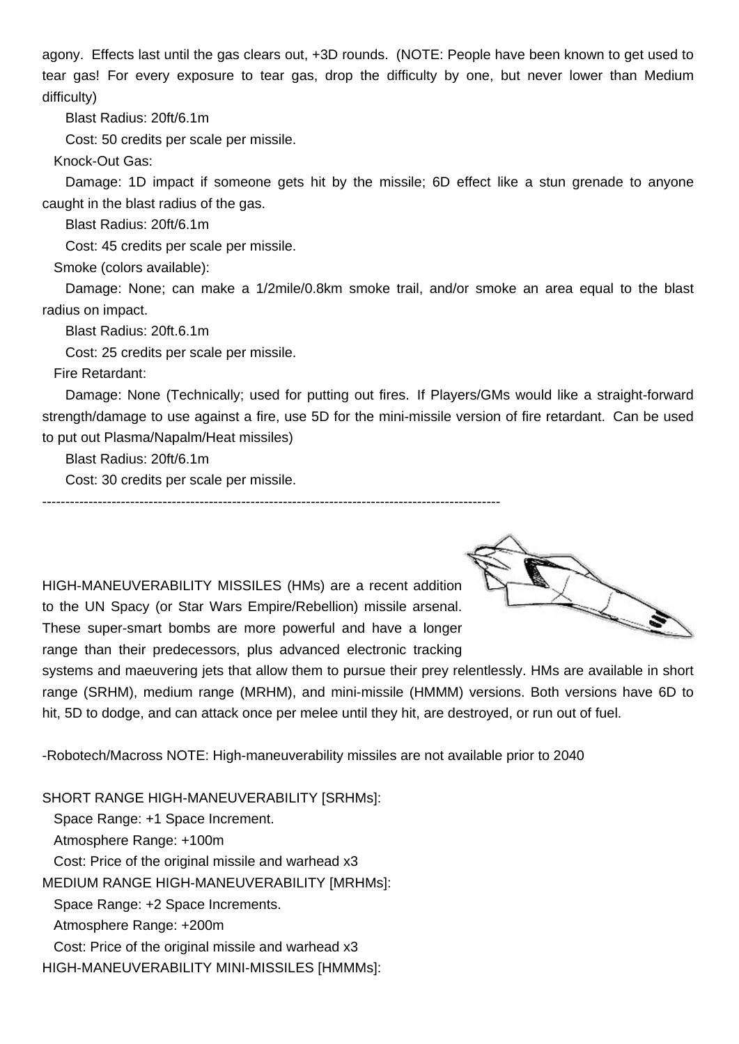agony. Effects last until the gas clears out, +3D rounds. (NOTE: People have been known to get used to tear gas! For every exposure to tear gas, drop the difficulty by one, but never lower than Medium difficulty)

Blast Radius: 20ft/6.1m

Cost: 50 credits per scale per missile.

Knock-Out Gas:

Damage: 1D impact if someone gets hit by the missile; 6D effect like a stun grenade to anyone caught in the blast radius of the gas.

Blast Radius: 20ft/6.1m

Cost: 45 credits per scale per missile.

Smoke (colors available):

Damage: None; can make a 1/2mile/0.8km smoke trail, and/or smoke an area equal to the blast radius on impact.

Blast Radius: 20ft.6.1m

Cost: 25 credits per scale per missile.

Fire Retardant:

Damage: None (Technically; used for putting out fires. If Players/GMs would like a straight-forward strength/damage to use against a fire, use 5D for the mini-missile version of fire retardant. Can be used to put out Plasma/Napalm/Heat missiles)

Blast Radius: 20ft/6.1m

Cost: 30 credits per scale per missile.

----------------------------------------------------------------------------------------------------

HIGH-MANEUVERABILITY MISSILES (HMs) are a recent addition to the UN Spacy (or Star Wars Empire/Rebellion) missile arsenal. These super-smart bombs are more powerful and have a longer range than their predecessors, plus advanced electronic tracking systems and maeuvering jets that allow them to pursue their prey relentlessly. HMs are available in short range (SRHM), medium range (MRHM), and mini-missile (HMMM) versions. Both versions have 6D to hit, 5D to dodge, and can attack once per melee until they hit, are destroyed, or run out of fuel.

-Robotech/Macross NOTE: High-maneuverability missiles are not available prior to 2040

SHORT RANGE HIGH-MANEUVERABILITY [SRHMs]:

Space Range: +1 Space Increment.

Atmosphere Range: +100m

Cost: Price of the original missile and warhead x3

MEDIUM RANGE HIGH-MANEUVERABILITY [MRHMs]:

Space Range: +2 Space Increments.

Atmosphere Range: +200m

Cost: Price of the original missile and warhead x3

HIGH-MANEUVERABILITY MINI-MISSILES [HMMMs]: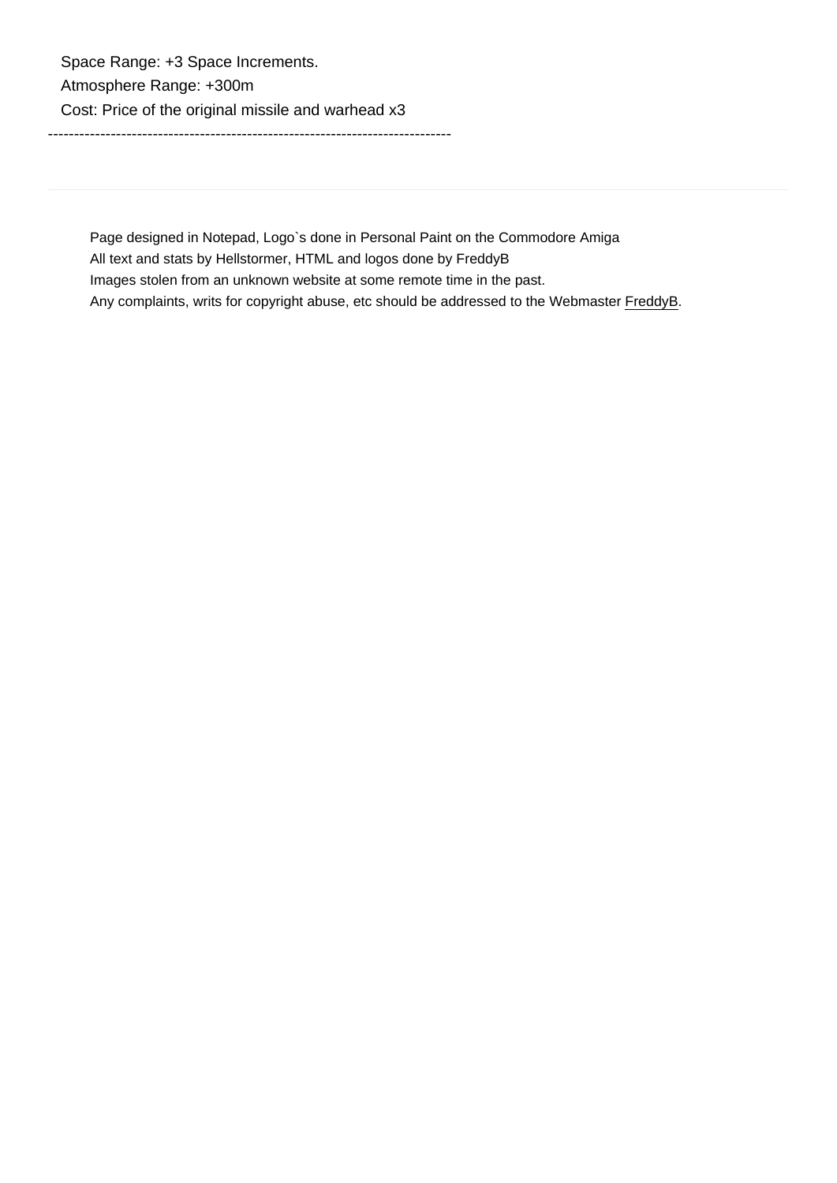Space Range: +3 Space Increments.

Atmosphere Range: +300m

Cost: Price of the original missile and warhead x3

----------------------------------------------------------------------------

---

Page designed in Notepad, Logo`s done in Personal Paint on the Commodore Amiga

All text and stats by Hellstormer, HTML and logos done by FreddyB

Images stolen from an unknown website at some remote time in the past.

Any complaints, writs for copyright abuse, etc should be addressed to the Webmaster FreddyB.